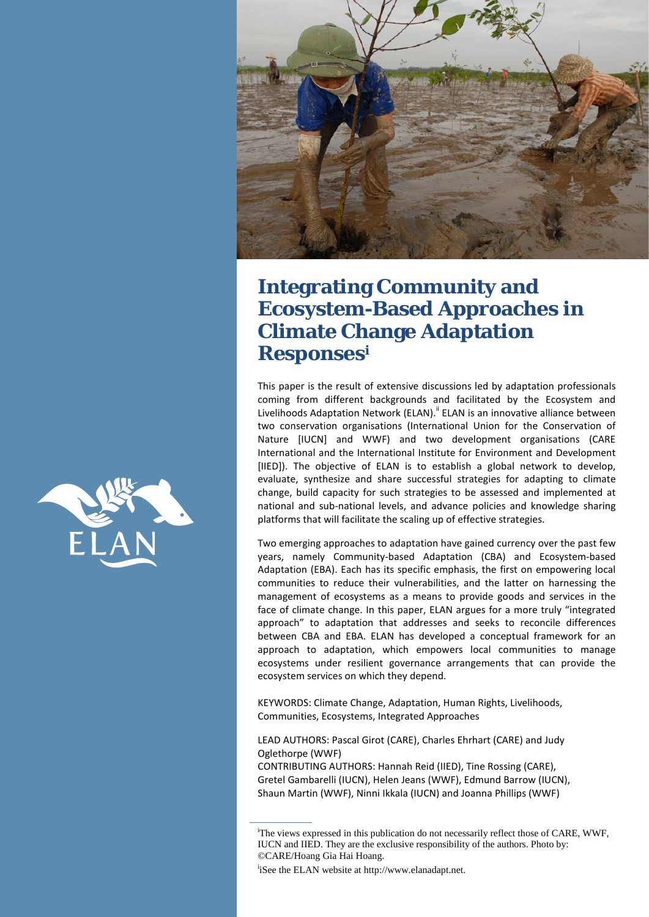# Integrating Community and Ecosystem-Based Approaches in Climate Change Adaptation Responses[i]

This paper is the result of extensive discussions led by adaptation professionals coming from different backgrounds and facilitated by the Ecosystem and Livelihoods Adaptation Network (ELAN).[ii] ELAN is an innovative alliance between two conservation organisations (International Union for the Conservation of Nature [IUCN] and WWF) and two development organisations (CARE International and the International Institute for Environment and Development [IIED]). The objective of ELAN is to establish a global network to develop, evaluate, synthesize and share successful strategies for adapting to climate change, build capacity for such strategies to be assessed and implemented at national and sub-national levels, and advance policies and knowledge sharing platforms that will facilitate the scaling up of effective strategies.

Two emerging approaches to adaptation have gained currency over the past few years, namely Community-based Adaptation (CBA) and Ecosystem-based Adaptation (EBA). Each has its specific emphasis, the first on empowering local communities to reduce their vulnerabilities, and the latter on harnessing the management of ecosystems as a means to provide goods and services in the face of climate change. In this paper, ELAN argues for a more truly "integrated approach" to adaptation that addresses and seeks to reconcile differences between CBA and EBA. ELAN has developed a conceptual framework for an approach to adaptation, which empowers local communities to manage ecosystems under resilient governance arrangements that can provide the ecosystem services on which they depend.

KEYWORDS: Climate Change, Adaptation, Human Rights, Livelihoods, Communities, Ecosystems, Integrated Approaches

LEAD AUTHORS: Pascal Girot (CARE), Charles Ehrhart (CARE) and Judy Oglethorpe (WWF)
CONTRIBUTING AUTHORS: Hannah Reid (IIED), Tine Rossing (CARE), Gretel Gambarelli (IUCN), Helen Jeans (WWF), Edmund Barrow (IUCN), Shaun Martin (WWF), Ninni Ikkala (IUCN) and Joanna Phillips (WWF)

---

[i] The views expressed in this publication do not necessarily reflect those of CARE, WWF, IUCN and IIED. They are the exclusive responsibility of the authors. Photo by: ©CARE/Hoang Gia Hai Hoang.

[ii] See the ELAN website at http://www.elanadapt.net.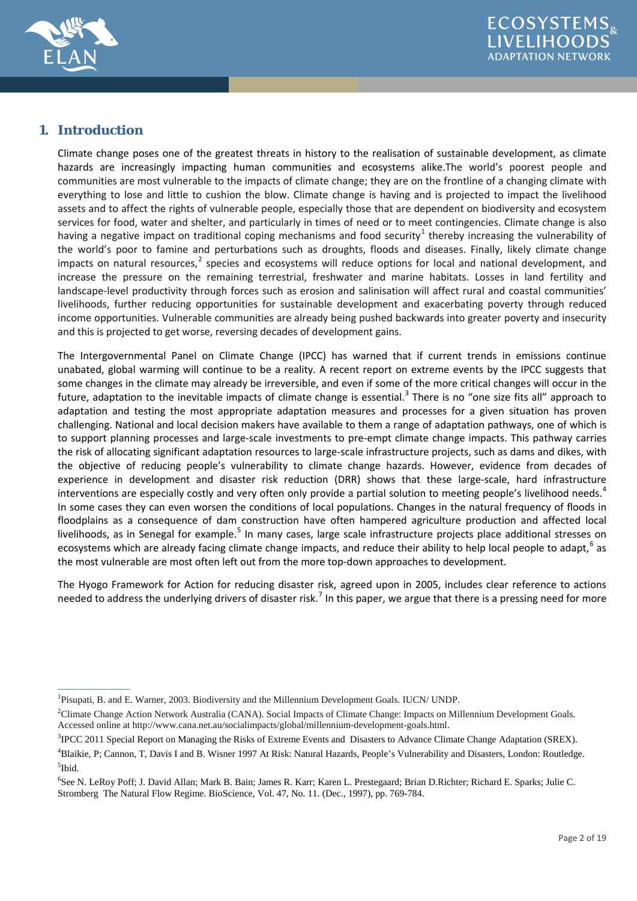## 1. Introduction

Climate change poses one of the greatest threats in history to the realisation of sustainable development, as climate hazards are increasingly impacting human communities and ecosystems alike.The world's poorest people and communities are most vulnerable to the impacts of climate change; they are on the frontline of a changing climate with everything to lose and little to cushion the blow. Climate change is having and is projected to impact the livelihood assets and to affect the rights of vulnerable people, especially those that are dependent on biodiversity and ecosystem services for food, water and shelter, and particularly in times of need or to meet contingencies. Climate change is also having a negative impact on traditional coping mechanisms and food security[1] thereby increasing the vulnerability of the world's poor to famine and perturbations such as droughts, floods and diseases. Finally, likely climate change impacts on natural resources,[2] species and ecosystems will reduce options for local and national development, and increase the pressure on the remaining terrestrial, freshwater and marine habitats. Losses in land fertility and landscape-level productivity through forces such as erosion and salinisation will affect rural and coastal communities' livelihoods, further reducing opportunities for sustainable development and exacerbating poverty through reduced income opportunities. Vulnerable communities are already being pushed backwards into greater poverty and insecurity and this is projected to get worse, reversing decades of development gains.

The Intergovernmental Panel on Climate Change (IPCC) has warned that if current trends in emissions continue unabated, global warming will continue to be a reality. A recent report on extreme events by the IPCC suggests that some changes in the climate may already be irreversible, and even if some of the more critical changes will occur in the future, adaptation to the inevitable impacts of climate change is essential.[3] There is no "one size fits all" approach to adaptation and testing the most appropriate adaptation measures and processes for a given situation has proven challenging. National and local decision makers have available to them a range of adaptation pathways, one of which is to support planning processes and large-scale investments to pre-empt climate change impacts. This pathway carries the risk of allocating significant adaptation resources to large-scale infrastructure projects, such as dams and dikes, with the objective of reducing people's vulnerability to climate change hazards. However, evidence from decades of experience in development and disaster risk reduction (DRR) shows that these large-scale, hard infrastructure interventions are especially costly and very often only provide a partial solution to meeting people's livelihood needs.[4] In some cases they can even worsen the conditions of local populations. Changes in the natural frequency of floods in floodplains as a consequence of dam construction have often hampered agriculture production and affected local livelihoods, as in Senegal for example.[5] In many cases, large scale infrastructure projects place additional stresses on ecosystems which are already facing climate change impacts, and reduce their ability to help local people to adapt,[6] as the most vulnerable are most often left out from the more top-down approaches to development.

The Hyogo Framework for Action for reducing disaster risk, agreed upon in 2005, includes clear reference to actions needed to address the underlying drivers of disaster risk.[7] In this paper, we argue that there is a pressing need for more

---

[1] Pisupati, B. and E. Warner, 2003. Biodiversity and the Millennium Development Goals. IUCN/ UNDP.

[2] Climate Change Action Network Australia (CANA). Social Impacts of Climate Change: Impacts on Millennium Development Goals. Accessed online at http://www.cana.net.au/socialimpacts/global/millennium-development-goals.html.

[3] IPCC 2011 Special Report on Managing the Risks of Extreme Events and Disasters to Advance Climate Change Adaptation (SREX).

[4] Blaikie, P; Cannon, T, Davis I and B. Wisner 1997 At Risk: Natural Hazards, People's Vulnerability and Disasters, London: Routledge.

[5] Ibid.

[6] See N. LeRoy Poff; J. David Allan; Mark B. Bain; James R. Karr; Karen L. Prestegaard; Brian D.Richter; Richard E. Sparks; Julie C. Stromberg The Natural Flow Regime. BioScience, Vol. 47, No. 11. (Dec., 1997), pp. 769-784.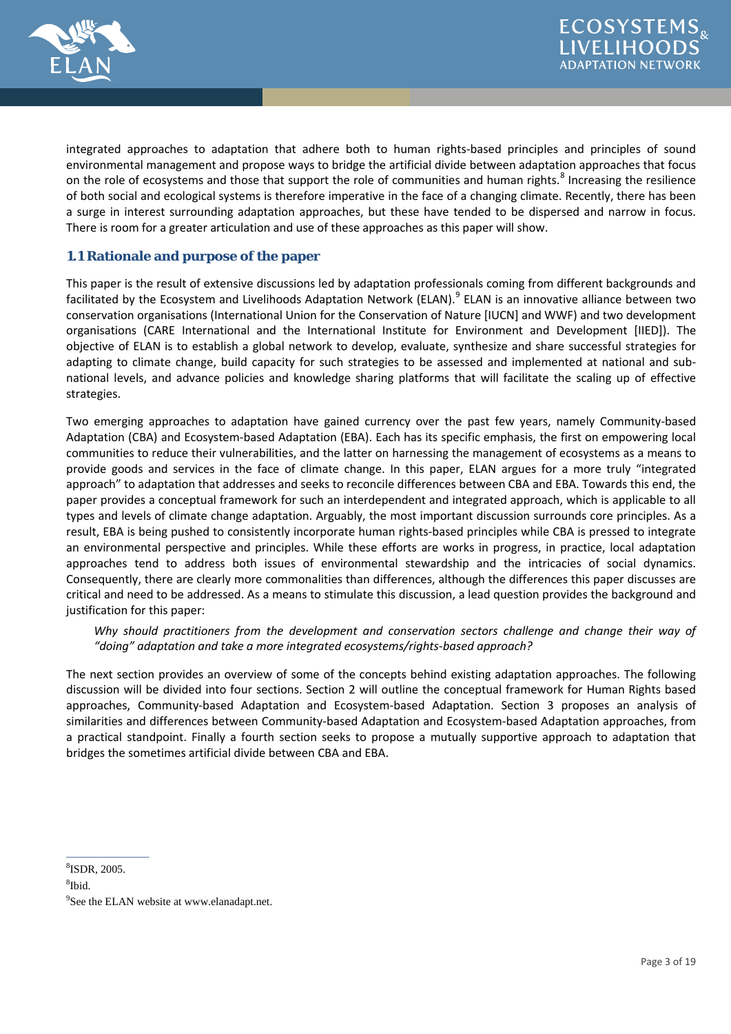integrated approaches to adaptation that adhere both to human rights-based principles and principles of sound environmental management and propose ways to bridge the artificial divide between adaptation approaches that focus on the role of ecosystems and those that support the role of communities and human rights.[8] Increasing the resilience of both social and ecological systems is therefore imperative in the face of a changing climate. Recently, there has been a surge in interest surrounding adaptation approaches, but these have tended to be dispersed and narrow in focus. There is room for a greater articulation and use of these approaches as this paper will show.

## 1.1 Rationale and purpose of the paper

This paper is the result of extensive discussions led by adaptation professionals coming from different backgrounds and facilitated by the Ecosystem and Livelihoods Adaptation Network (ELAN).[9] ELAN is an innovative alliance between two conservation organisations (International Union for the Conservation of Nature [IUCN] and WWF) and two development organisations (CARE International and the International Institute for Environment and Development [IIED]). The objective of ELAN is to establish a global network to develop, evaluate, synthesize and share successful strategies for adapting to climate change, build capacity for such strategies to be assessed and implemented at national and sub-national levels, and advance policies and knowledge sharing platforms that will facilitate the scaling up of effective strategies.

Two emerging approaches to adaptation have gained currency over the past few years, namely Community-based Adaptation (CBA) and Ecosystem-based Adaptation (EBA). Each has its specific emphasis, the first on empowering local communities to reduce their vulnerabilities, and the latter on harnessing the management of ecosystems as a means to provide goods and services in the face of climate change. In this paper, ELAN argues for a more truly "integrated approach" to adaptation that addresses and seeks to reconcile differences between CBA and EBA. Towards this end, the paper provides a conceptual framework for such an interdependent and integrated approach, which is applicable to all types and levels of climate change adaptation. Arguably, the most important discussion surrounds core principles. As a result, EBA is being pushed to consistently incorporate human rights-based principles while CBA is pressed to integrate an environmental perspective and principles. While these efforts are works in progress, in practice, local adaptation approaches tend to address both issues of environmental stewardship and the intricacies of social dynamics. Consequently, there are clearly more commonalities than differences, although the differences this paper discusses are critical and need to be addressed. As a means to stimulate this discussion, a lead question provides the background and justification for this paper:

> *Why should practitioners from the development and conservation sectors challenge and change their way of "doing" adaptation and take a more integrated ecosystems/rights-based approach?*

The next section provides an overview of some of the concepts behind existing adaptation approaches. The following discussion will be divided into four sections. Section 2 will outline the conceptual framework for Human Rights based approaches, Community-based Adaptation and Ecosystem-based Adaptation. Section 3 proposes an analysis of similarities and differences between Community-based Adaptation and Ecosystem-based Adaptation approaches, from a practical standpoint. Finally a fourth section seeks to propose a mutually supportive approach to adaptation that bridges the sometimes artificial divide between CBA and EBA.

---

[8] ISDR, 2005.

[8] Ibid.

[9] See the ELAN website at www.elanadapt.net.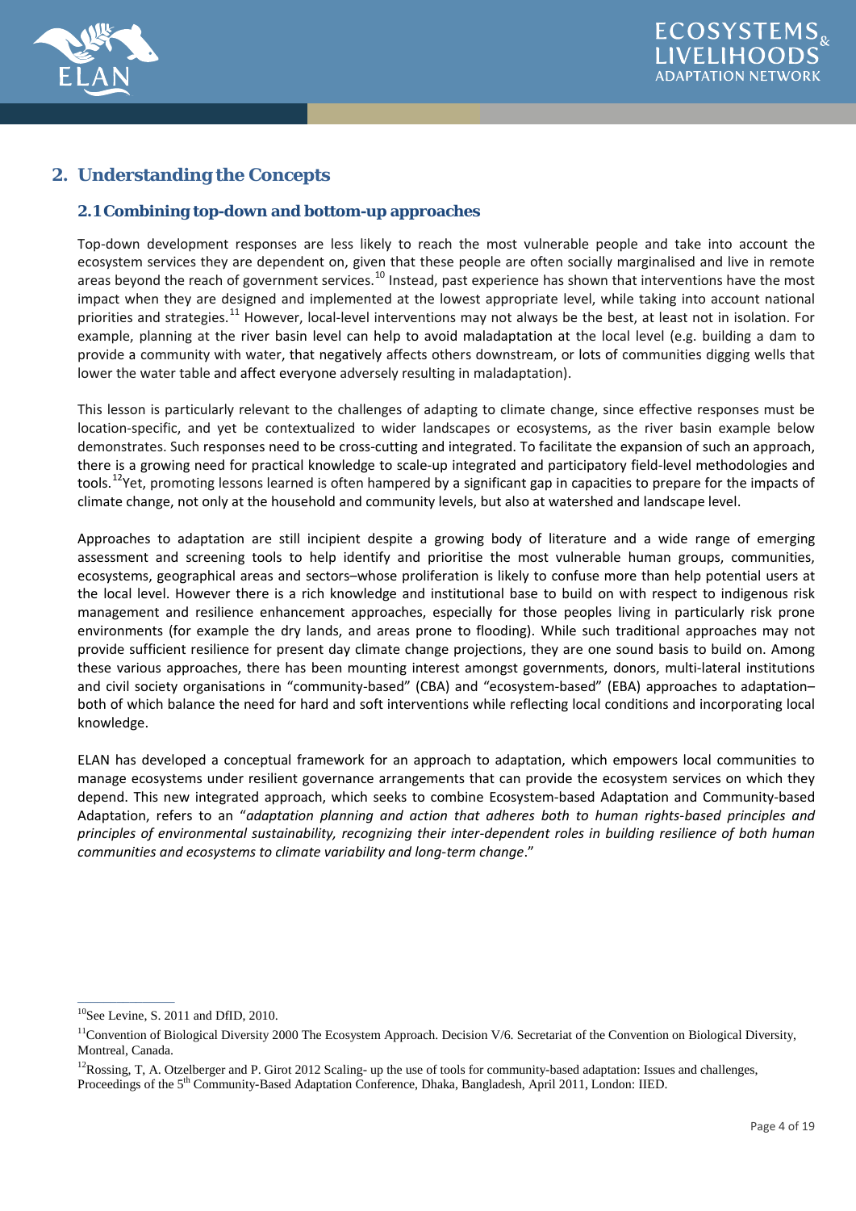## 2. Understanding the Concepts

### 2.1 Combining top-down and bottom-up approaches

Top-down development responses are less likely to reach the most vulnerable people and take into account the ecosystem services they are dependent on, given that these people are often socially marginalised and live in remote areas beyond the reach of government services.[10] Instead, past experience has shown that interventions have the most impact when they are designed and implemented at the lowest appropriate level, while taking into account national priorities and strategies.[11] However, local-level interventions may not always be the best, at least not in isolation. For example, planning at the river basin level can help to avoid maladaptation at the local level (e.g. building a dam to provide a community with water, that negatively affects others downstream, or lots of communities digging wells that lower the water table and affect everyone adversely resulting in maladaptation).

This lesson is particularly relevant to the challenges of adapting to climate change, since effective responses must be location-specific, and yet be contextualized to wider landscapes or ecosystems, as the river basin example below demonstrates. Such responses need to be cross-cutting and integrated. To facilitate the expansion of such an approach, there is a growing need for practical knowledge to scale-up integrated and participatory field-level methodologies and tools.[12]Yet, promoting lessons learned is often hampered by a significant gap in capacities to prepare for the impacts of climate change, not only at the household and community levels, but also at watershed and landscape level.

Approaches to adaptation are still incipient despite a growing body of literature and a wide range of emerging assessment and screening tools to help identify and prioritise the most vulnerable human groups, communities, ecosystems, geographical areas and sectors–whose proliferation is likely to confuse more than help potential users at the local level. However there is a rich knowledge and institutional base to build on with respect to indigenous risk management and resilience enhancement approaches, especially for those peoples living in particularly risk prone environments (for example the dry lands, and areas prone to flooding). While such traditional approaches may not provide sufficient resilience for present day climate change projections, they are one sound basis to build on. Among these various approaches, there has been mounting interest amongst governments, donors, multi-lateral institutions and civil society organisations in "community-based" (CBA) and "ecosystem-based" (EBA) approaches to adaptation– both of which balance the need for hard and soft interventions while reflecting local conditions and incorporating local knowledge.

ELAN has developed a conceptual framework for an approach to adaptation, which empowers local communities to manage ecosystems under resilient governance arrangements that can provide the ecosystem services on which they depend. This new integrated approach, which seeks to combine Ecosystem-based Adaptation and Community-based Adaptation, refers to an "*adaptation planning and action that adheres both to human rights-based principles and principles of environmental sustainability, recognizing their inter-dependent roles in building resilience of both human communities and ecosystems to climate variability and long-term change*."

---

[10] See Levine, S. 2011 and DfID, 2010.

[11] Convention of Biological Diversity 2000 The Ecosystem Approach. Decision V/6. Secretariat of the Convention on Biological Diversity, Montreal, Canada.

[12] Rossing, T, A. Otzelberger and P. Girot 2012 Scaling- up the use of tools for community-based adaptation: Issues and challenges, Proceedings of the 5th Community-Based Adaptation Conference, Dhaka, Bangladesh, April 2011, London: IIED.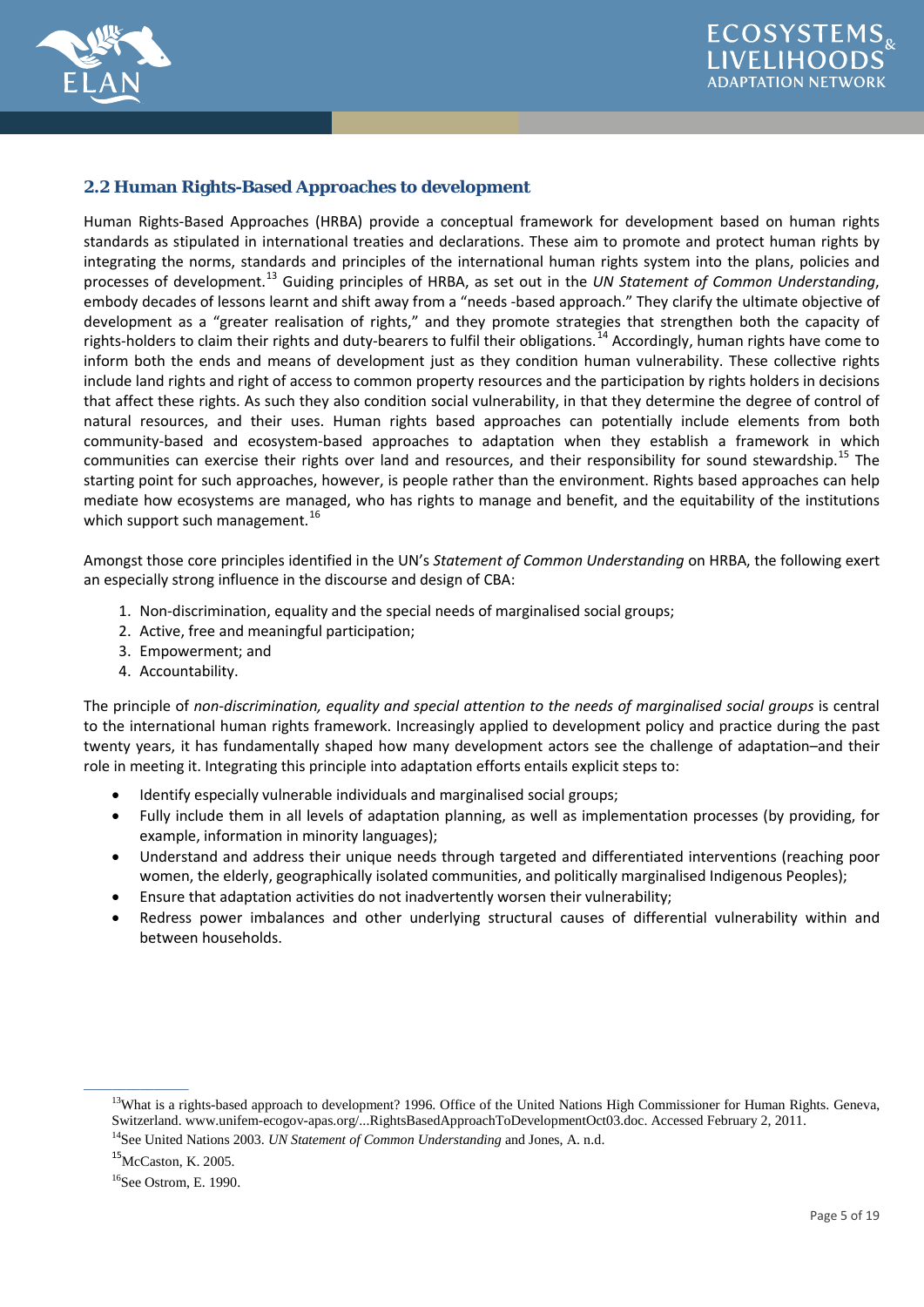## 2.2 Human Rights-Based Approaches to development

Human Rights-Based Approaches (HRBA) provide a conceptual framework for development based on human rights standards as stipulated in international treaties and declarations. These aim to promote and protect human rights by integrating the norms, standards and principles of the international human rights system into the plans, policies and processes of development.[13] Guiding principles of HRBA, as set out in the *UN Statement of Common Understanding*, embody decades of lessons learnt and shift away from a "needs -based approach." They clarify the ultimate objective of development as a "greater realisation of rights," and they promote strategies that strengthen both the capacity of rights-holders to claim their rights and duty-bearers to fulfil their obligations.[14] Accordingly, human rights have come to inform both the ends and means of development just as they condition human vulnerability. These collective rights include land rights and right of access to common property resources and the participation by rights holders in decisions that affect these rights. As such they also condition social vulnerability, in that they determine the degree of control of natural resources, and their uses. Human rights based approaches can potentially include elements from both community-based and ecosystem-based approaches to adaptation when they establish a framework in which communities can exercise their rights over land and resources, and their responsibility for sound stewardship.[15] The starting point for such approaches, however, is people rather than the environment. Rights based approaches can help mediate how ecosystems are managed, who has rights to manage and benefit, and the equitability of the institutions which support such management.[16]

Amongst those core principles identified in the UN's *Statement of Common Understanding* on HRBA, the following exert an especially strong influence in the discourse and design of CBA:

1. Non-discrimination, equality and the special needs of marginalised social groups;
2. Active, free and meaningful participation;
3. Empowerment; and
4. Accountability.

The principle of *non-discrimination, equality and special attention to the needs of marginalised social groups* is central to the international human rights framework. Increasingly applied to development policy and practice during the past twenty years, it has fundamentally shaped how many development actors see the challenge of adaptation–and their role in meeting it. Integrating this principle into adaptation efforts entails explicit steps to:

- Identify especially vulnerable individuals and marginalised social groups;
- Fully include them in all levels of adaptation planning, as well as implementation processes (by providing, for example, information in minority languages);
- Understand and address their unique needs through targeted and differentiated interventions (reaching poor women, the elderly, geographically isolated communities, and politically marginalised Indigenous Peoples);
- Ensure that adaptation activities do not inadvertently worsen their vulnerability;
- Redress power imbalances and other underlying structural causes of differential vulnerability within and between households.

---

[13] What is a rights-based approach to development? 1996. Office of the United Nations High Commissioner for Human Rights. Geneva, Switzerland. www.unifem-ecogov-apas.org/...RightsBasedApproachToDevelopmentOct03.doc. Accessed February 2, 2011.

[14] See United Nations 2003. *UN Statement of Common Understanding* and Jones, A. n.d.

[15] McCaston, K. 2005.

[16] See Ostrom, E. 1990.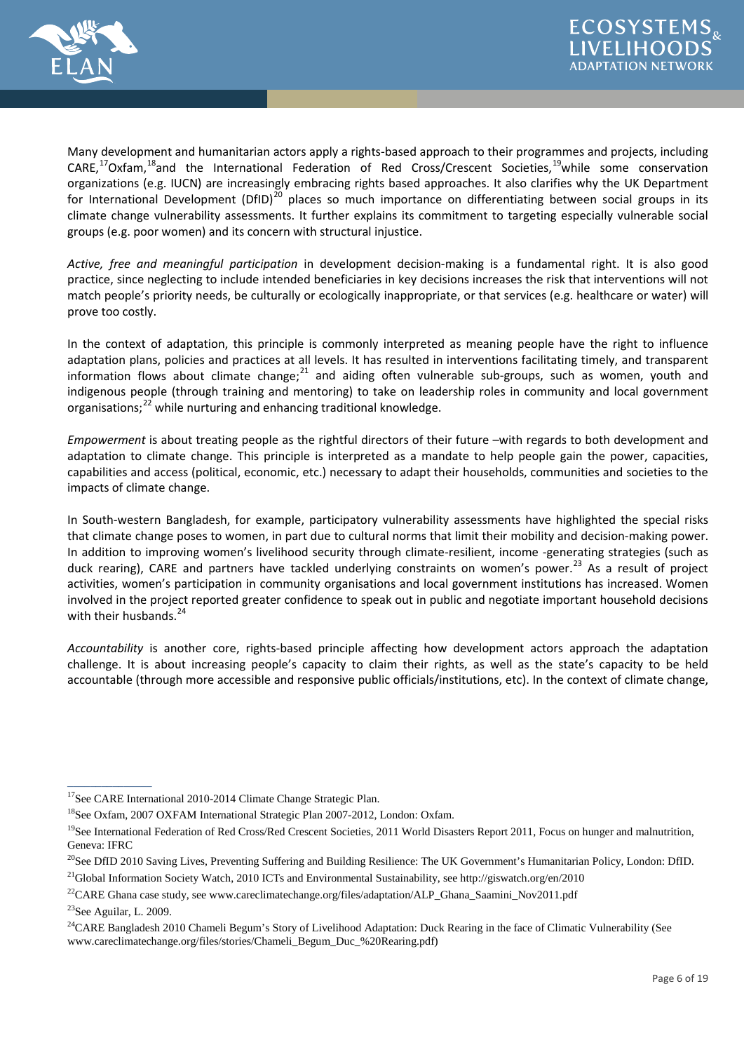Many development and humanitarian actors apply a rights-based approach to their programmes and projects, including CARE,[17] Oxfam,[18] and the International Federation of Red Cross/Crescent Societies,[19] while some conservation organizations (e.g. IUCN) are increasingly embracing rights based approaches. It also clarifies why the UK Department for International Development (DfID)[20] places so much importance on differentiating between social groups in its climate change vulnerability assessments. It further explains its commitment to targeting especially vulnerable social groups (e.g. poor women) and its concern with structural injustice.

*Active, free and meaningful participation* in development decision-making is a fundamental right. It is also good practice, since neglecting to include intended beneficiaries in key decisions increases the risk that interventions will not match people's priority needs, be culturally or ecologically inappropriate, or that services (e.g. healthcare or water) will prove too costly.

In the context of adaptation, this principle is commonly interpreted as meaning people have the right to influence adaptation plans, policies and practices at all levels. It has resulted in interventions facilitating timely, and transparent information flows about climate change;[21] and aiding often vulnerable sub-groups, such as women, youth and indigenous people (through training and mentoring) to take on leadership roles in community and local government organisations;[22] while nurturing and enhancing traditional knowledge.

*Empowerment* is about treating people as the rightful directors of their future –with regards to both development and adaptation to climate change. This principle is interpreted as a mandate to help people gain the power, capacities, capabilities and access (political, economic, etc.) necessary to adapt their households, communities and societies to the impacts of climate change.

In South-western Bangladesh, for example, participatory vulnerability assessments have highlighted the special risks that climate change poses to women, in part due to cultural norms that limit their mobility and decision-making power. In addition to improving women's livelihood security through climate-resilient, income -generating strategies (such as duck rearing), CARE and partners have tackled underlying constraints on women's power.[23] As a result of project activities, women's participation in community organisations and local government institutions has increased. Women involved in the project reported greater confidence to speak out in public and negotiate important household decisions with their husbands.[24]

*Accountability* is another core, rights-based principle affecting how development actors approach the adaptation challenge. It is about increasing people's capacity to claim their rights, as well as the state's capacity to be held accountable (through more accessible and responsive public officials/institutions, etc). In the context of climate change,

---

[17] See CARE International 2010-2014 Climate Change Strategic Plan.

[18] See Oxfam, 2007 OXFAM International Strategic Plan 2007-2012, London: Oxfam.

[19] See International Federation of Red Cross/Red Crescent Societies, 2011 World Disasters Report 2011, Focus on hunger and malnutrition, Geneva: IFRC

[20] See DfID 2010 Saving Lives, Preventing Suffering and Building Resilience: The UK Government's Humanitarian Policy, London: DfID.

[21] Global Information Society Watch, 2010 ICTs and Environmental Sustainability, see http://giswatch.org/en/2010

[22] CARE Ghana case study, see www.careclimatechange.org/files/adaptation/ALP_Ghana_Saamini_Nov2011.pdf

[23] See Aguilar, L. 2009.

[24] CARE Bangladesh 2010 Chameli Begum's Story of Livelihood Adaptation: Duck Rearing in the face of Climatic Vulnerability (See www.careclimatechange.org/files/stories/Chameli_Begum_Duc_%20Rearing.pdf)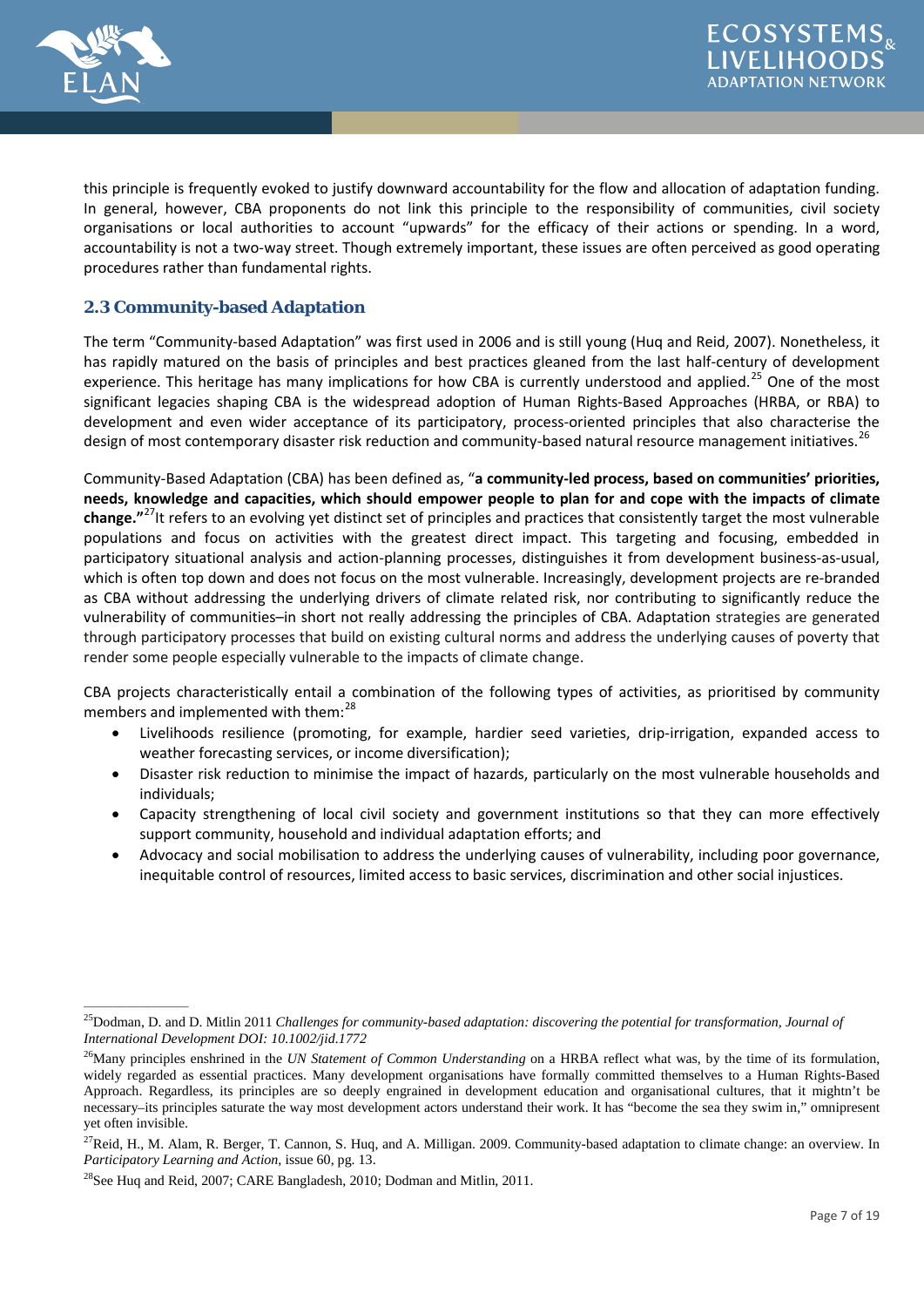this principle is frequently evoked to justify downward accountability for the flow and allocation of adaptation funding. In general, however, CBA proponents do not link this principle to the responsibility of communities, civil society organisations or local authorities to account "upwards" for the efficacy of their actions or spending. In a word, accountability is not a two-way street. Though extremely important, these issues are often perceived as good operating procedures rather than fundamental rights.

## 2.3 Community-based Adaptation

The term "Community-based Adaptation" was first used in 2006 and is still young (Huq and Reid, 2007). Nonetheless, it has rapidly matured on the basis of principles and best practices gleaned from the last half-century of development experience. This heritage has many implications for how CBA is currently understood and applied.[25] One of the most significant legacies shaping CBA is the widespread adoption of Human Rights-Based Approaches (HRBA, or RBA) to development and even wider acceptance of its participatory, process-oriented principles that also characterise the design of most contemporary disaster risk reduction and community-based natural resource management initiatives.[26]

Community-Based Adaptation (CBA) has been defined as, "**a community-led process, based on communities' priorities, needs, knowledge and capacities, which should empower people to plan for and cope with the impacts of climate change.**"[27]It refers to an evolving yet distinct set of principles and practices that consistently target the most vulnerable populations and focus on activities with the greatest direct impact. This targeting and focusing, embedded in participatory situational analysis and action-planning processes, distinguishes it from development business-as-usual, which is often top down and does not focus on the most vulnerable. Increasingly, development projects are re-branded as CBA without addressing the underlying drivers of climate related risk, nor contributing to significantly reduce the vulnerability of communities–in short not really addressing the principles of CBA. Adaptation strategies are generated through participatory processes that build on existing cultural norms and address the underlying causes of poverty that render some people especially vulnerable to the impacts of climate change.

CBA projects characteristically entail a combination of the following types of activities, as prioritised by community members and implemented with them:[28]

- Livelihoods resilience (promoting, for example, hardier seed varieties, drip-irrigation, expanded access to weather forecasting services, or income diversification);
- Disaster risk reduction to minimise the impact of hazards, particularly on the most vulnerable households and individuals;
- Capacity strengthening of local civil society and government institutions so that they can more effectively support community, household and individual adaptation efforts; and
- Advocacy and social mobilisation to address the underlying causes of vulnerability, including poor governance, inequitable control of resources, limited access to basic services, discrimination and other social injustices.

---

[25]Dodman, D. and D. Mitlin 2011 *Challenges for community-based adaptation: discovering the potential for transformation, Journal of International Development DOI: 10.1002/jid.1772*

[26]Many principles enshrined in the *UN Statement of Common Understanding* on a HRBA reflect what was, by the time of its formulation, widely regarded as essential practices. Many development organisations have formally committed themselves to a Human Rights-Based Approach. Regardless, its principles are so deeply engrained in development education and organisational cultures, that it mightn't be necessary–its principles saturate the way most development actors understand their work. It has "become the sea they swim in," omnipresent yet often invisible.

[27]Reid, H., M. Alam, R. Berger, T. Cannon, S. Huq, and A. Milligan. 2009. Community-based adaptation to climate change: an overview. In *Participatory Learning and Action*, issue 60, pg. 13.

[28]See Huq and Reid, 2007; CARE Bangladesh, 2010; Dodman and Mitlin, 2011.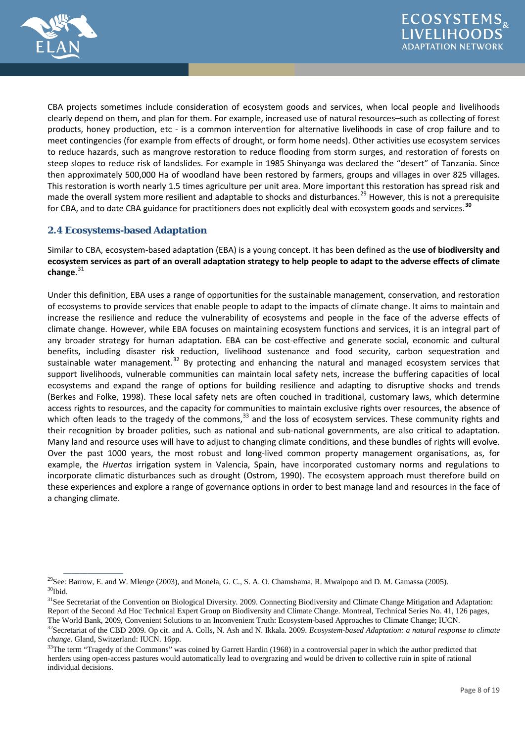CBA projects sometimes include consideration of ecosystem goods and services, when local people and livelihoods clearly depend on them, and plan for them. For example, increased use of natural resources–such as collecting of forest products, honey production, etc - is a common intervention for alternative livelihoods in case of crop failure and to meet contingencies (for example from effects of drought, or form home needs). Other activities use ecosystem services to reduce hazards, such as mangrove restoration to reduce flooding from storm surges, and restoration of forests on steep slopes to reduce risk of landslides. For example in 1985 Shinyanga was declared the "desert" of Tanzania. Since then approximately 500,000 Ha of woodland have been restored by farmers, groups and villages in over 825 villages. This restoration is worth nearly 1.5 times agriculture per unit area. More important this restoration has spread risk and made the overall system more resilient and adaptable to shocks and disturbances.[29] However, this is not a prerequisite for CBA, and to date CBA guidance for practitioners does not explicitly deal with ecosystem goods and services.[30]

## 2.4 Ecosystems-based Adaptation

Similar to CBA, ecosystem-based adaptation (EBA) is a young concept. It has been defined as the **use of biodiversity and ecosystem services as part of an overall adaptation strategy to help people to adapt to the adverse effects of climate change**.[31]

Under this definition, EBA uses a range of opportunities for the sustainable management, conservation, and restoration of ecosystems to provide services that enable people to adapt to the impacts of climate change. It aims to maintain and increase the resilience and reduce the vulnerability of ecosystems and people in the face of the adverse effects of climate change. However, while EBA focuses on maintaining ecosystem functions and services, it is an integral part of any broader strategy for human adaptation. EBA can be cost-effective and generate social, economic and cultural benefits, including disaster risk reduction, livelihood sustenance and food security, carbon sequestration and sustainable water management.[32] By protecting and enhancing the natural and managed ecosystem services that support livelihoods, vulnerable communities can maintain local safety nets, increase the buffering capacities of local ecosystems and expand the range of options for building resilience and adapting to disruptive shocks and trends (Berkes and Folke, 1998). These local safety nets are often couched in traditional, customary laws, which determine access rights to resources, and the capacity for communities to maintain exclusive rights over resources, the absence of which often leads to the tragedy of the commons,[33] and the loss of ecosystem services. These community rights and their recognition by broader polities, such as national and sub-national governments, are also critical to adaptation. Many land and resource uses will have to adjust to changing climate conditions, and these bundles of rights will evolve. Over the past 1000 years, the most robust and long-lived common property management organisations, as, for example, the *Huertas* irrigation system in Valencia, Spain, have incorporated customary norms and regulations to incorporate climatic disturbances such as drought (Ostrom, 1990). The ecosystem approach must therefore build on these experiences and explore a range of governance options in order to best manage land and resources in the face of a changing climate.

---

[29] See: Barrow, E. and W. Mlenge (2003), and Monela, G. C., S. A. O. Chamshama, R. Mwaipopo and D. M. Gamassa (2005).

[30] Ibid.

[31] See Secretariat of the Convention on Biological Diversity. 2009. Connecting Biodiversity and Climate Change Mitigation and Adaptation: Report of the Second Ad Hoc Technical Expert Group on Biodiversity and Climate Change. Montreal, Technical Series No. 41, 126 pages, The World Bank, 2009, Convenient Solutions to an Inconvenient Truth: Ecosystem-based Approaches to Climate Change; IUCN.

[32] Secretariat of the CBD 2009. Op cit. and A. Colls, N. Ash and N. Ikkala. 2009. *Ecosystem-based Adaptation: a natural response to climate change.* Gland, Switzerland: IUCN. 16pp.

[33] The term "Tragedy of the Commons" was coined by Garrett Hardin (1968) in a controversial paper in which the author predicted that herders using open-access pastures would automatically lead to overgrazing and would be driven to collective ruin in spite of rational individual decisions.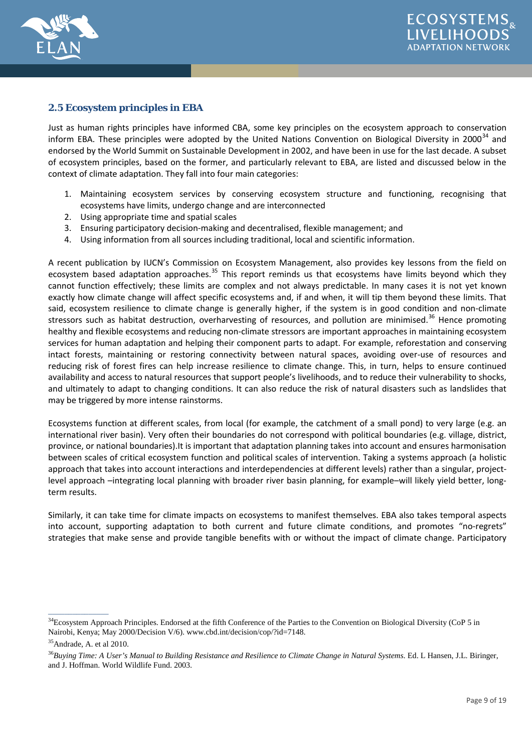## 2.5 Ecosystem principles in EBA

Just as human rights principles have informed CBA, some key principles on the ecosystem approach to conservation inform EBA. These principles were adopted by the United Nations Convention on Biological Diversity in 2000[34] and endorsed by the World Summit on Sustainable Development in 2002, and have been in use for the last decade. A subset of ecosystem principles, based on the former, and particularly relevant to EBA, are listed and discussed below in the context of climate adaptation. They fall into four main categories:

1. Maintaining ecosystem services by conserving ecosystem structure and functioning, recognising that ecosystems have limits, undergo change and are interconnected
2. Using appropriate time and spatial scales
3. Ensuring participatory decision-making and decentralised, flexible management; and
4. Using information from all sources including traditional, local and scientific information.

A recent publication by IUCN's Commission on Ecosystem Management, also provides key lessons from the field on ecosystem based adaptation approaches.[35] This report reminds us that ecosystems have limits beyond which they cannot function effectively; these limits are complex and not always predictable. In many cases it is not yet known exactly how climate change will affect specific ecosystems and, if and when, it will tip them beyond these limits. That said, ecosystem resilience to climate change is generally higher, if the system is in good condition and non-climate stressors such as habitat destruction, overharvesting of resources, and pollution are minimised.[36] Hence promoting healthy and flexible ecosystems and reducing non-climate stressors are important approaches in maintaining ecosystem services for human adaptation and helping their component parts to adapt. For example, reforestation and conserving intact forests, maintaining or restoring connectivity between natural spaces, avoiding over-use of resources and reducing risk of forest fires can help increase resilience to climate change. This, in turn, helps to ensure continued availability and access to natural resources that support people's livelihoods, and to reduce their vulnerability to shocks, and ultimately to adapt to changing conditions. It can also reduce the risk of natural disasters such as landslides that may be triggered by more intense rainstorms.

Ecosystems function at different scales, from local (for example, the catchment of a small pond) to very large (e.g. an international river basin). Very often their boundaries do not correspond with political boundaries (e.g. village, district, province, or national boundaries).It is important that adaptation planning takes into account and ensures harmonisation between scales of critical ecosystem function and political scales of intervention. Taking a systems approach (a holistic approach that takes into account interactions and interdependencies at different levels) rather than a singular, project-level approach –integrating local planning with broader river basin planning, for example–will likely yield better, long-term results.

Similarly, it can take time for climate impacts on ecosystems to manifest themselves. EBA also takes temporal aspects into account, supporting adaptation to both current and future climate conditions, and promotes "no-regrets" strategies that make sense and provide tangible benefits with or without the impact of climate change. Participatory

---

[34] Ecosystem Approach Principles. Endorsed at the fifth Conference of the Parties to the Convention on Biological Diversity (CoP 5 in Nairobi, Kenya; May 2000/Decision V/6). www.cbd.int/decision/cop/?id=7148.

[35] Andrade, A. et al 2010.

[36] *Buying Time: A User's Manual to Building Resistance and Resilience to Climate Change in Natural Systems.* Ed. L Hansen, J.L. Biringer, and J. Hoffman. World Wildlife Fund. 2003.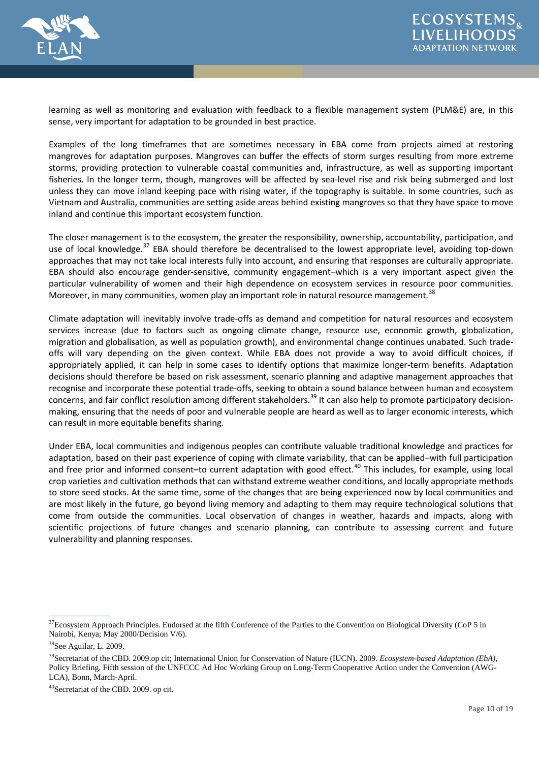learning as well as monitoring and evaluation with feedback to a flexible management system (PLM&E) are, in this sense, very important for adaptation to be grounded in best practice.

Examples of the long timeframes that are sometimes necessary in EBA come from projects aimed at restoring mangroves for adaptation purposes. Mangroves can buffer the effects of storm surges resulting from more extreme storms, providing protection to vulnerable coastal communities and, infrastructure, as well as supporting important fisheries. In the longer term, though, mangroves will be affected by sea-level rise and risk being submerged and lost unless they can move inland keeping pace with rising water, if the topography is suitable. In some countries, such as Vietnam and Australia, communities are setting aside areas behind existing mangroves so that they have space to move inland and continue this important ecosystem function.

The closer management is to the ecosystem, the greater the responsibility, ownership, accountability, participation, and use of local knowledge.[37] EBA should therefore be decentralised to the lowest appropriate level, avoiding top-down approaches that may not take local interests fully into account, and ensuring that responses are culturally appropriate. EBA should also encourage gender-sensitive, community engagement–which is a very important aspect given the particular vulnerability of women and their high dependence on ecosystem services in resource poor communities. Moreover, in many communities, women play an important role in natural resource management.[38]

Climate adaptation will inevitably involve trade-offs as demand and competition for natural resources and ecosystem services increase (due to factors such as ongoing climate change, resource use, economic growth, globalization, migration and globalisation, as well as population growth), and environmental change continues unabated. Such trade-offs will vary depending on the given context. While EBA does not provide a way to avoid difficult choices, if appropriately applied, it can help in some cases to identify options that maximize longer-term benefits. Adaptation decisions should therefore be based on risk assessment, scenario planning and adaptive management approaches that recognise and incorporate these potential trade-offs, seeking to obtain a sound balance between human and ecosystem concerns, and fair conflict resolution among different stakeholders.[39] It can also help to promote participatory decision-making, ensuring that the needs of poor and vulnerable people are heard as well as to larger economic interests, which can result in more equitable benefits sharing.

Under EBA, local communities and indigenous peoples can contribute valuable traditional knowledge and practices for adaptation, based on their past experience of coping with climate variability, that can be applied–with full participation and free prior and informed consent–to current adaptation with good effect.[40] This includes, for example, using local crop varieties and cultivation methods that can withstand extreme weather conditions, and locally appropriate methods to store seed stocks. At the same time, some of the changes that are being experienced now by local communities and are most likely in the future, go beyond living memory and adapting to them may require technological solutions that come from outside the communities. Local observation of changes in weather, hazards and impacts, along with scientific projections of future changes and scenario planning, can contribute to assessing current and future vulnerability and planning responses.

---

[37] Ecosystem Approach Principles. Endorsed at the fifth Conference of the Parties to the Convention on Biological Diversity (CoP 5 in Nairobi, Kenya; May 2000/Decision V/6).

[38] See Aguilar, L. 2009.

[39] Secretariat of the CBD. 2009.op cit; International Union for Conservation of Nature (IUCN). 2009. *Ecosystem-based Adaptation (EbA)*, Policy Briefing, Fifth session of the UNFCCC Ad Hoc Working Group on Long-Term Cooperative Action under the Convention (AWG-LCA), Bonn, March-April.

[40] Secretariat of the CBD. 2009. op cit.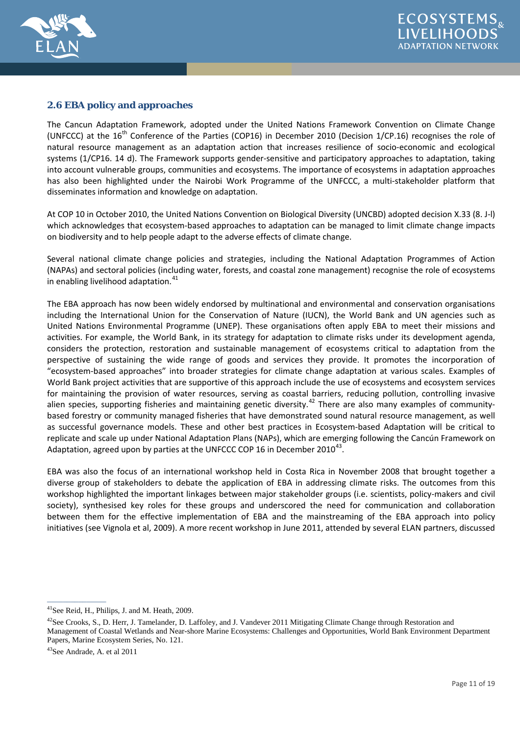### 2.6 EBA policy and approaches

The Cancun Adaptation Framework, adopted under the United Nations Framework Convention on Climate Change (UNFCCC) at the 16$^{th}$ Conference of the Parties (COP16) in December 2010 (Decision 1/CP.16) recognises the role of natural resource management as an adaptation action that increases resilience of socio-economic and ecological systems (1/CP16. 14 d). The Framework supports gender-sensitive and participatory approaches to adaptation, taking into account vulnerable groups, communities and ecosystems. The importance of ecosystems in adaptation approaches has also been highlighted under the Nairobi Work Programme of the UNFCCC, a multi-stakeholder platform that disseminates information and knowledge on adaptation.

At COP 10 in October 2010, the United Nations Convention on Biological Diversity (UNCBD) adopted decision X.33 (8. J-l) which acknowledges that ecosystem-based approaches to adaptation can be managed to limit climate change impacts on biodiversity and to help people adapt to the adverse effects of climate change.

Several national climate change policies and strategies, including the National Adaptation Programmes of Action (NAPAs) and sectoral policies (including water, forests, and coastal zone management) recognise the role of ecosystems in enabling livelihood adaptation.[41]

The EBA approach has now been widely endorsed by multinational and environmental and conservation organisations including the International Union for the Conservation of Nature (IUCN), the World Bank and UN agencies such as United Nations Environmental Programme (UNEP). These organisations often apply EBA to meet their missions and activities. For example, the World Bank, in its strategy for adaptation to climate risks under its development agenda, considers the protection, restoration and sustainable management of ecosystems critical to adaptation from the perspective of sustaining the wide range of goods and services they provide. It promotes the incorporation of "ecosystem-based approaches" into broader strategies for climate change adaptation at various scales. Examples of World Bank project activities that are supportive of this approach include the use of ecosystems and ecosystem services for maintaining the provision of water resources, serving as coastal barriers, reducing pollution, controlling invasive alien species, supporting fisheries and maintaining genetic diversity.[42] There are also many examples of community-based forestry or community managed fisheries that have demonstrated sound natural resource management, as well as successful governance models. These and other best practices in Ecosystem-based Adaptation will be critical to replicate and scale up under National Adaptation Plans (NAPs), which are emerging following the Cancún Framework on Adaptation, agreed upon by parties at the UNFCCC COP 16 in December 2010[43].

EBA was also the focus of an international workshop held in Costa Rica in November 2008 that brought together a diverse group of stakeholders to debate the application of EBA in addressing climate risks. The outcomes from this workshop highlighted the important linkages between major stakeholder groups (i.e. scientists, policy-makers and civil society), synthesised key roles for these groups and underscored the need for communication and collaboration between them for the effective implementation of EBA and the mainstreaming of the EBA approach into policy initiatives (see Vignola et al, 2009). A more recent workshop in June 2011, attended by several ELAN partners, discussed

---

[41] See Reid, H., Philips, J. and M. Heath, 2009.

[42] See Crooks, S., D. Herr, J. Tamelander, D. Laffoley, and J. Vandever 2011 Mitigating Climate Change through Restoration and Management of Coastal Wetlands and Near-shore Marine Ecosystems: Challenges and Opportunities, World Bank Environment Department Papers, Marine Ecosystem Series, No. 121.

[43] See Andrade, A. et al 2011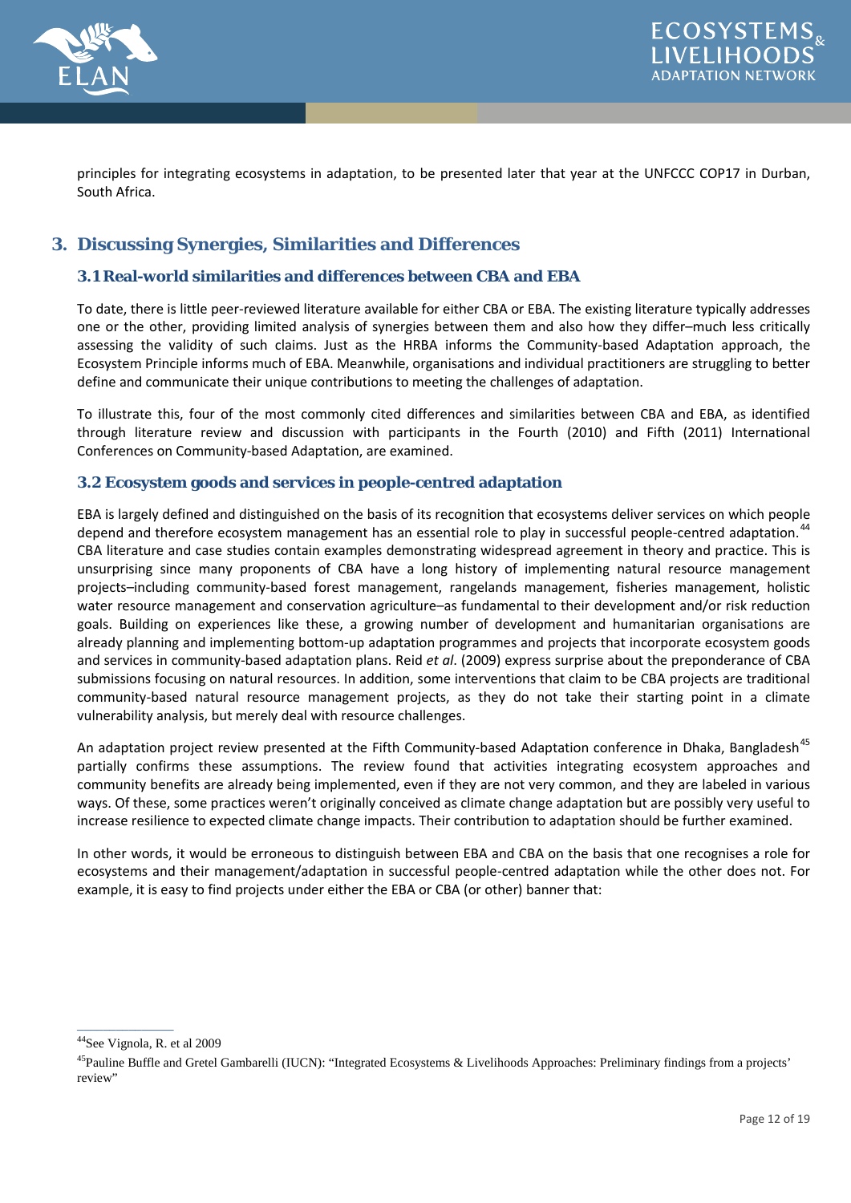principles for integrating ecosystems in adaptation, to be presented later that year at the UNFCCC COP17 in Durban, South Africa.

## 3. Discussing Synergies, Similarities and Differences

### 3.1 Real-world similarities and differences between CBA and EBA

To date, there is little peer-reviewed literature available for either CBA or EBA. The existing literature typically addresses one or the other, providing limited analysis of synergies between them and also how they differ–much less critically assessing the validity of such claims. Just as the HRBA informs the Community-based Adaptation approach, the Ecosystem Principle informs much of EBA. Meanwhile, organisations and individual practitioners are struggling to better define and communicate their unique contributions to meeting the challenges of adaptation.

To illustrate this, four of the most commonly cited differences and similarities between CBA and EBA, as identified through literature review and discussion with participants in the Fourth (2010) and Fifth (2011) International Conferences on Community-based Adaptation, are examined.

### 3.2 Ecosystem goods and services in people-centred adaptation

EBA is largely defined and distinguished on the basis of its recognition that ecosystems deliver services on which people depend and therefore ecosystem management has an essential role to play in successful people-centred adaptation.[44] CBA literature and case studies contain examples demonstrating widespread agreement in theory and practice. This is unsurprising since many proponents of CBA have a long history of implementing natural resource management projects–including community-based forest management, rangelands management, fisheries management, holistic water resource management and conservation agriculture–as fundamental to their development and/or risk reduction goals. Building on experiences like these, a growing number of development and humanitarian organisations are already planning and implementing bottom-up adaptation programmes and projects that incorporate ecosystem goods and services in community-based adaptation plans. Reid *et al*. (2009) express surprise about the preponderance of CBA submissions focusing on natural resources. In addition, some interventions that claim to be CBA projects are traditional community-based natural resource management projects, as they do not take their starting point in a climate vulnerability analysis, but merely deal with resource challenges.

An adaptation project review presented at the Fifth Community-based Adaptation conference in Dhaka, Bangladesh[45] partially confirms these assumptions. The review found that activities integrating ecosystem approaches and community benefits are already being implemented, even if they are not very common, and they are labeled in various ways. Of these, some practices weren't originally conceived as climate change adaptation but are possibly very useful to increase resilience to expected climate change impacts. Their contribution to adaptation should be further examined.

In other words, it would be erroneous to distinguish between EBA and CBA on the basis that one recognises a role for ecosystems and their management/adaptation in successful people-centred adaptation while the other does not. For example, it is easy to find projects under either the EBA or CBA (or other) banner that:

---

[44] See Vignola, R. et al 2009

[45] Pauline Buffle and Gretel Gambarelli (IUCN): "Integrated Ecosystems & Livelihoods Approaches: Preliminary findings from a projects' review"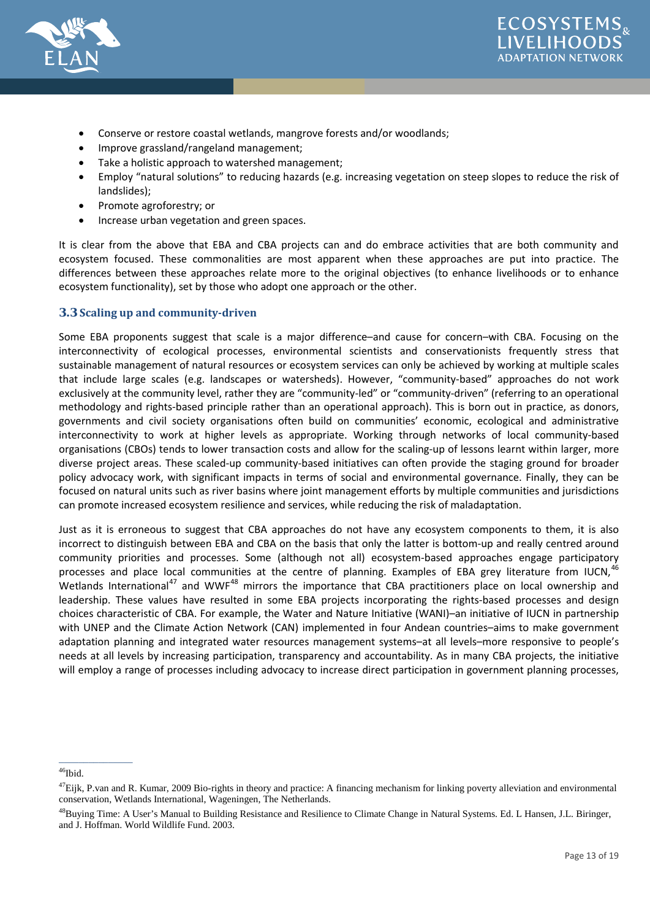- Conserve or restore coastal wetlands, mangrove forests and/or woodlands;
- Improve grassland/rangeland management;
- Take a holistic approach to watershed management;
- Employ "natural solutions" to reducing hazards (e.g. increasing vegetation on steep slopes to reduce the risk of landslides);
- Promote agroforestry; or
- Increase urban vegetation and green spaces.

It is clear from the above that EBA and CBA projects can and do embrace activities that are both community and ecosystem focused. These commonalities are most apparent when these approaches are put into practice. The differences between these approaches relate more to the original objectives (to enhance livelihoods or to enhance ecosystem functionality), set by those who adopt one approach or the other.

### 3.3 Scaling up and community-driven

Some EBA proponents suggest that scale is a major difference–and cause for concern–with CBA. Focusing on the interconnectivity of ecological processes, environmental scientists and conservationists frequently stress that sustainable management of natural resources or ecosystem services can only be achieved by working at multiple scales that include large scales (e.g. landscapes or watersheds). However, "community-based" approaches do not work exclusively at the community level, rather they are "community-led" or "community-driven" (referring to an operational methodology and rights-based principle rather than an operational approach). This is born out in practice, as donors, governments and civil society organisations often build on communities' economic, ecological and administrative interconnectivity to work at higher levels as appropriate. Working through networks of local community-based organisations (CBOs) tends to lower transaction costs and allow for the scaling-up of lessons learnt within larger, more diverse project areas. These scaled-up community-based initiatives can often provide the staging ground for broader policy advocacy work, with significant impacts in terms of social and environmental governance. Finally, they can be focused on natural units such as river basins where joint management efforts by multiple communities and jurisdictions can promote increased ecosystem resilience and services, while reducing the risk of maladaptation.

Just as it is erroneous to suggest that CBA approaches do not have any ecosystem components to them, it is also incorrect to distinguish between EBA and CBA on the basis that only the latter is bottom-up and really centred around community priorities and processes. Some (although not all) ecosystem-based approaches engage participatory processes and place local communities at the centre of planning. Examples of EBA grey literature from IUCN,[46] Wetlands International[47] and WWF[48] mirrors the importance that CBA practitioners place on local ownership and leadership. These values have resulted in some EBA projects incorporating the rights-based processes and design choices characteristic of CBA. For example, the Water and Nature Initiative (WANI)–an initiative of IUCN in partnership with UNEP and the Climate Action Network (CAN) implemented in four Andean countries–aims to make government adaptation planning and integrated water resources management systems–at all levels–more responsive to people's needs at all levels by increasing participation, transparency and accountability. As in many CBA projects, the initiative will employ a range of processes including advocacy to increase direct participation in government planning processes,

---

[46] Ibid.

[47] Eijk, P.van and R. Kumar, 2009 Bio-rights in theory and practice: A financing mechanism for linking poverty alleviation and environmental conservation, Wetlands International, Wageningen, The Netherlands.

[48] Buying Time: A User's Manual to Building Resistance and Resilience to Climate Change in Natural Systems. Ed. L Hansen, J.L. Biringer, and J. Hoffman. World Wildlife Fund. 2003.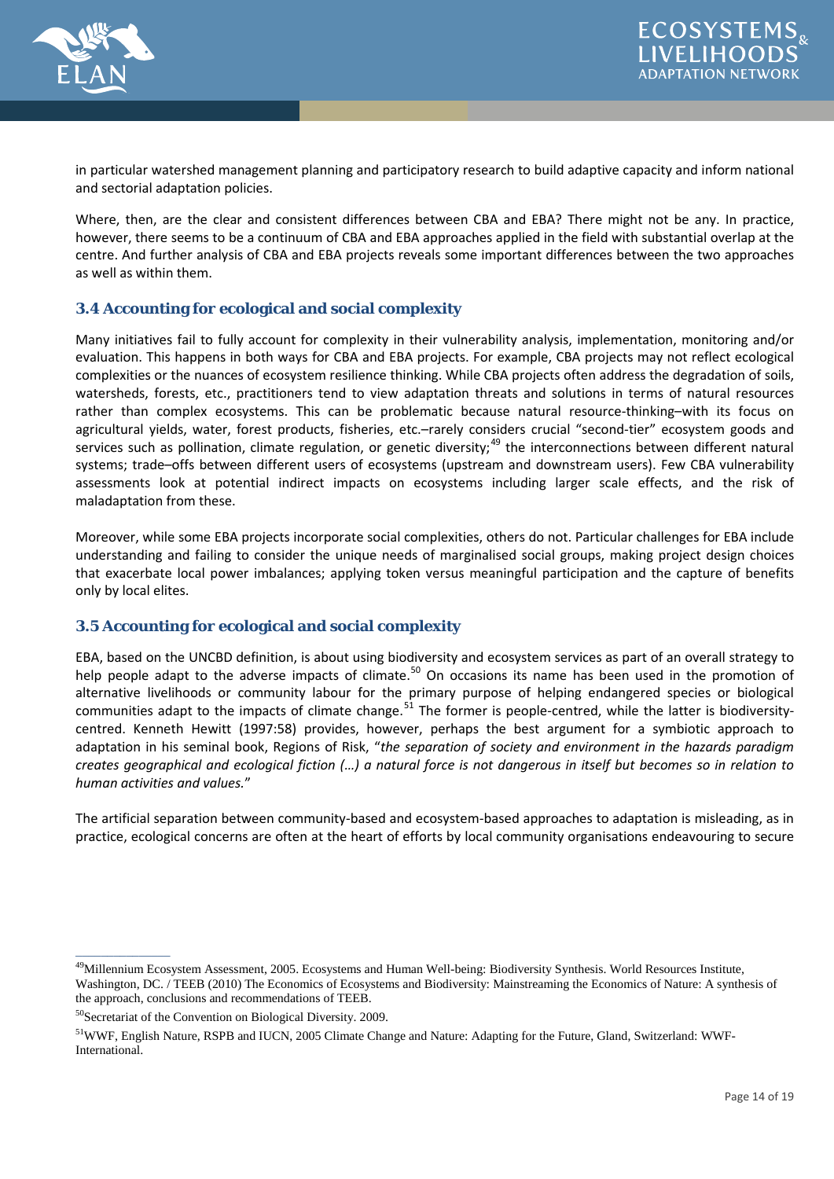in particular watershed management planning and participatory research to build adaptive capacity and inform national and sectorial adaptation policies.

Where, then, are the clear and consistent differences between CBA and EBA? There might not be any. In practice, however, there seems to be a continuum of CBA and EBA approaches applied in the field with substantial overlap at the centre. And further analysis of CBA and EBA projects reveals some important differences between the two approaches as well as within them.

### 3.4 Accounting for ecological and social complexity

Many initiatives fail to fully account for complexity in their vulnerability analysis, implementation, monitoring and/or evaluation. This happens in both ways for CBA and EBA projects. For example, CBA projects may not reflect ecological complexities or the nuances of ecosystem resilience thinking. While CBA projects often address the degradation of soils, watersheds, forests, etc., practitioners tend to view adaptation threats and solutions in terms of natural resources rather than complex ecosystems. This can be problematic because natural resource-thinking–with its focus on agricultural yields, water, forest products, fisheries, etc.–rarely considers crucial "second-tier" ecosystem goods and services such as pollination, climate regulation, or genetic diversity;[49] the interconnections between different natural systems; trade–offs between different users of ecosystems (upstream and downstream users). Few CBA vulnerability assessments look at potential indirect impacts on ecosystems including larger scale effects, and the risk of maladaptation from these.

Moreover, while some EBA projects incorporate social complexities, others do not. Particular challenges for EBA include understanding and failing to consider the unique needs of marginalised social groups, making project design choices that exacerbate local power imbalances; applying token versus meaningful participation and the capture of benefits only by local elites.

### 3.5 Accounting for ecological and social complexity

EBA, based on the UNCBD definition, is about using biodiversity and ecosystem services as part of an overall strategy to help people adapt to the adverse impacts of climate.[50] On occasions its name has been used in the promotion of alternative livelihoods or community labour for the primary purpose of helping endangered species or biological communities adapt to the impacts of climate change.[51] The former is people-centred, while the latter is biodiversity-centred. Kenneth Hewitt (1997:58) provides, however, perhaps the best argument for a symbiotic approach to adaptation in his seminal book, Regions of Risk, "*the separation of society and environment in the hazards paradigm creates geographical and ecological fiction (…) a natural force is not dangerous in itself but becomes so in relation to human activities and values.*"

The artificial separation between community-based and ecosystem-based approaches to adaptation is misleading, as in practice, ecological concerns are often at the heart of efforts by local community organisations endeavouring to secure

---

[49] Millennium Ecosystem Assessment, 2005. Ecosystems and Human Well-being: Biodiversity Synthesis. World Resources Institute, Washington, DC. / TEEB (2010) The Economics of Ecosystems and Biodiversity: Mainstreaming the Economics of Nature: A synthesis of the approach, conclusions and recommendations of TEEB.

[50] Secretariat of the Convention on Biological Diversity. 2009.

[51] WWF, English Nature, RSPB and IUCN, 2005 Climate Change and Nature: Adapting for the Future, Gland, Switzerland: WWF-International.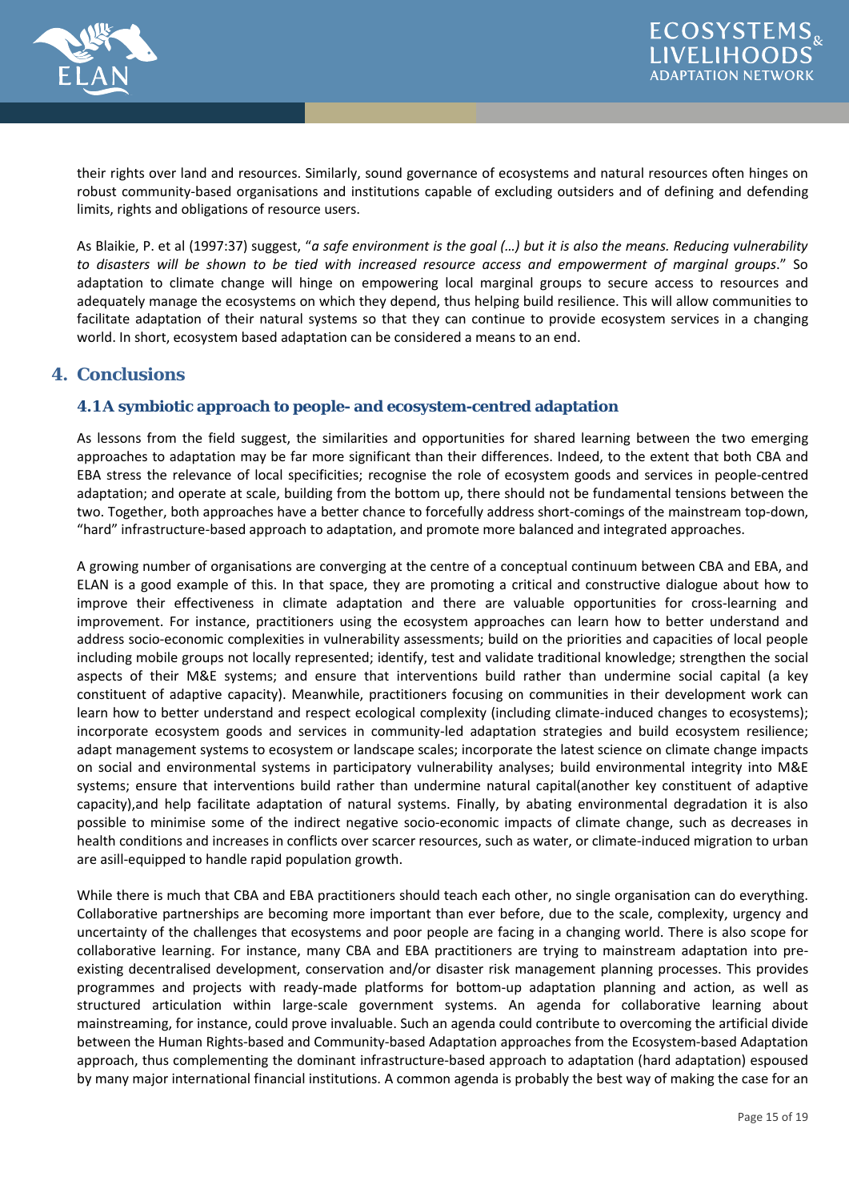their rights over land and resources. Similarly, sound governance of ecosystems and natural resources often hinges on robust community-based organisations and institutions capable of excluding outsiders and of defining and defending limits, rights and obligations of resource users.

As Blaikie, P. et al (1997:37) suggest, "*a safe environment is the goal (…) but it is also the means. Reducing vulnerability to disasters will be shown to be tied with increased resource access and empowerment of marginal groups*." So adaptation to climate change will hinge on empowering local marginal groups to secure access to resources and adequately manage the ecosystems on which they depend, thus helping build resilience. This will allow communities to facilitate adaptation of their natural systems so that they can continue to provide ecosystem services in a changing world. In short, ecosystem based adaptation can be considered a means to an end.

## 4. Conclusions

### 4.1A symbiotic approach to people- and ecosystem-centred adaptation

As lessons from the field suggest, the similarities and opportunities for shared learning between the two emerging approaches to adaptation may be far more significant than their differences. Indeed, to the extent that both CBA and EBA stress the relevance of local specificities; recognise the role of ecosystem goods and services in people-centred adaptation; and operate at scale, building from the bottom up, there should not be fundamental tensions between the two. Together, both approaches have a better chance to forcefully address short-comings of the mainstream top-down, "hard" infrastructure-based approach to adaptation, and promote more balanced and integrated approaches.

A growing number of organisations are converging at the centre of a conceptual continuum between CBA and EBA, and ELAN is a good example of this. In that space, they are promoting a critical and constructive dialogue about how to improve their effectiveness in climate adaptation and there are valuable opportunities for cross-learning and improvement. For instance, practitioners using the ecosystem approaches can learn how to better understand and address socio-economic complexities in vulnerability assessments; build on the priorities and capacities of local people including mobile groups not locally represented; identify, test and validate traditional knowledge; strengthen the social aspects of their M&E systems; and ensure that interventions build rather than undermine social capital (a key constituent of adaptive capacity). Meanwhile, practitioners focusing on communities in their development work can learn how to better understand and respect ecological complexity (including climate-induced changes to ecosystems); incorporate ecosystem goods and services in community-led adaptation strategies and build ecosystem resilience; adapt management systems to ecosystem or landscape scales; incorporate the latest science on climate change impacts on social and environmental systems in participatory vulnerability analyses; build environmental integrity into M&E systems; ensure that interventions build rather than undermine natural capital(another key constituent of adaptive capacity),and help facilitate adaptation of natural systems. Finally, by abating environmental degradation it is also possible to minimise some of the indirect negative socio-economic impacts of climate change, such as decreases in health conditions and increases in conflicts over scarcer resources, such as water, or climate-induced migration to urban are asill-equipped to handle rapid population growth.

While there is much that CBA and EBA practitioners should teach each other, no single organisation can do everything. Collaborative partnerships are becoming more important than ever before, due to the scale, complexity, urgency and uncertainty of the challenges that ecosystems and poor people are facing in a changing world. There is also scope for collaborative learning. For instance, many CBA and EBA practitioners are trying to mainstream adaptation into pre-existing decentralised development, conservation and/or disaster risk management planning processes. This provides programmes and projects with ready-made platforms for bottom-up adaptation planning and action, as well as structured articulation within large-scale government systems. An agenda for collaborative learning about mainstreaming, for instance, could prove invaluable. Such an agenda could contribute to overcoming the artificial divide between the Human Rights-based and Community-based Adaptation approaches from the Ecosystem-based Adaptation approach, thus complementing the dominant infrastructure-based approach to adaptation (hard adaptation) espoused by many major international financial institutions. A common agenda is probably the best way of making the case for an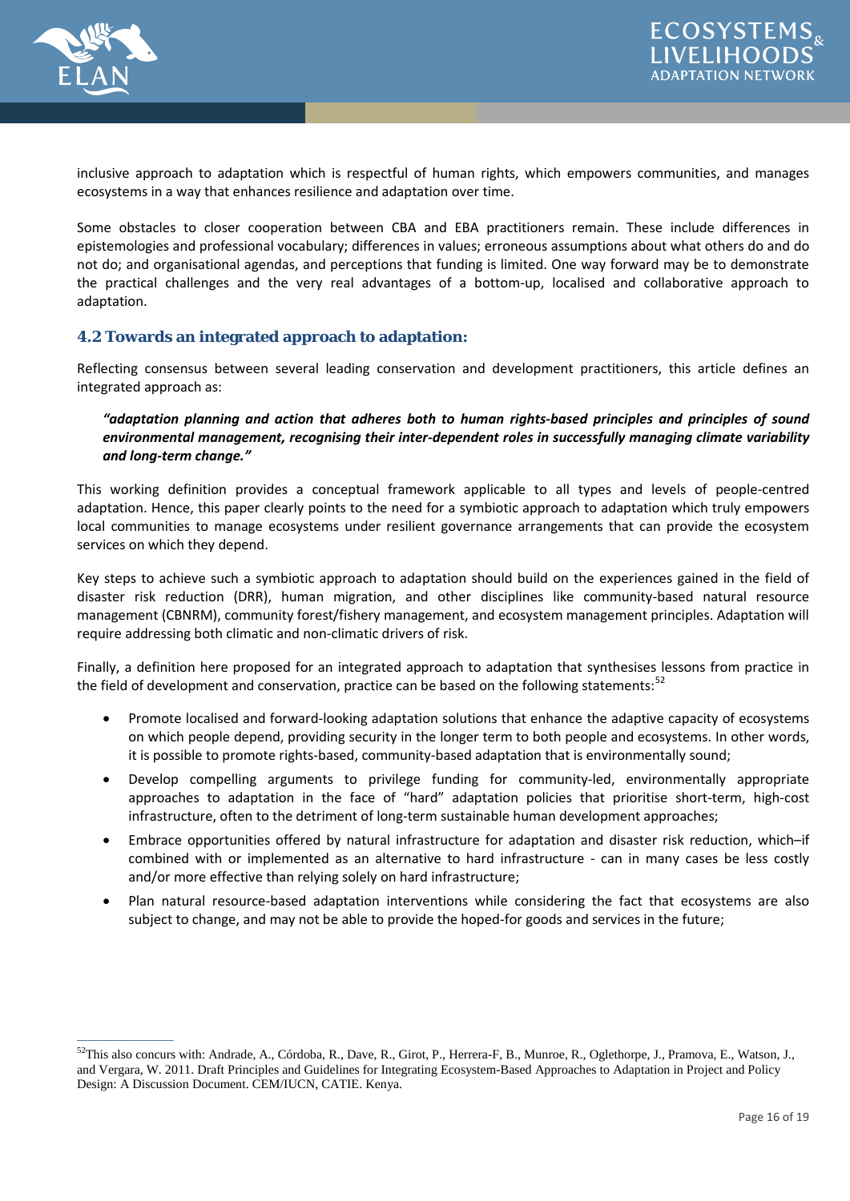inclusive approach to adaptation which is respectful of human rights, which empowers communities, and manages ecosystems in a way that enhances resilience and adaptation over time.

Some obstacles to closer cooperation between CBA and EBA practitioners remain. These include differences in epistemologies and professional vocabulary; differences in values; erroneous assumptions about what others do and do not do; and organisational agendas, and perceptions that funding is limited. One way forward may be to demonstrate the practical challenges and the very real advantages of a bottom-up, localised and collaborative approach to adaptation.

## 4.2 Towards an integrated approach to adaptation:

Reflecting consensus between several leading conservation and development practitioners, this article defines an integrated approach as:

> ***"adaptation planning and action that adheres both to human rights-based principles and principles of sound environmental management, recognising their inter-dependent roles in successfully managing climate variability and long-term change."***

This working definition provides a conceptual framework applicable to all types and levels of people-centred adaptation. Hence, this paper clearly points to the need for a symbiotic approach to adaptation which truly empowers local communities to manage ecosystems under resilient governance arrangements that can provide the ecosystem services on which they depend.

Key steps to achieve such a symbiotic approach to adaptation should build on the experiences gained in the field of disaster risk reduction (DRR), human migration, and other disciplines like community-based natural resource management (CBNRM), community forest/fishery management, and ecosystem management principles. Adaptation will require addressing both climatic and non-climatic drivers of risk.

Finally, a definition here proposed for an integrated approach to adaptation that synthesises lessons from practice in the field of development and conservation, practice can be based on the following statements:[52]

- Promote localised and forward-looking adaptation solutions that enhance the adaptive capacity of ecosystems on which people depend, providing security in the longer term to both people and ecosystems. In other words, it is possible to promote rights-based, community-based adaptation that is environmentally sound;
- Develop compelling arguments to privilege funding for community-led, environmentally appropriate approaches to adaptation in the face of "hard" adaptation policies that prioritise short-term, high-cost infrastructure, often to the detriment of long-term sustainable human development approaches;
- Embrace opportunities offered by natural infrastructure for adaptation and disaster risk reduction, which–if combined with or implemented as an alternative to hard infrastructure - can in many cases be less costly and/or more effective than relying solely on hard infrastructure;
- Plan natural resource-based adaptation interventions while considering the fact that ecosystems are also subject to change, and may not be able to provide the hoped-for goods and services in the future;

---

[52] This also concurs with: Andrade, A., Córdoba, R., Dave, R., Girot, P., Herrera-F, B., Munroe, R., Oglethorpe, J., Pramova, E., Watson, J., and Vergara, W. 2011. Draft Principles and Guidelines for Integrating Ecosystem-Based Approaches to Adaptation in Project and Policy Design: A Discussion Document. CEM/IUCN, CATIE. Kenya.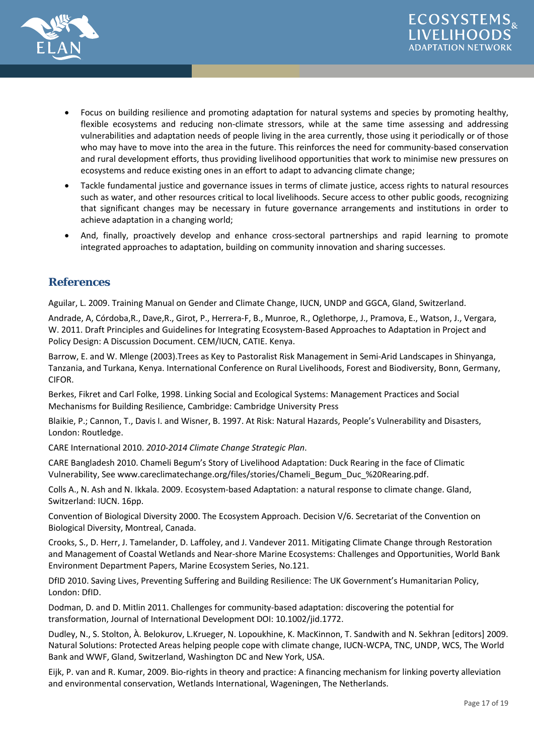- Focus on building resilience and promoting adaptation for natural systems and species by promoting healthy, flexible ecosystems and reducing non-climate stressors, while at the same time assessing and addressing vulnerabilities and adaptation needs of people living in the area currently, those using it periodically or of those who may have to move into the area in the future. This reinforces the need for community-based conservation and rural development efforts, thus providing livelihood opportunities that work to minimise new pressures on ecosystems and reduce existing ones in an effort to adapt to advancing climate change;
- Tackle fundamental justice and governance issues in terms of climate justice, access rights to natural resources such as water, and other resources critical to local livelihoods. Secure access to other public goods, recognizing that significant changes may be necessary in future governance arrangements and institutions in order to achieve adaptation in a changing world;
- And, finally, proactively develop and enhance cross-sectoral partnerships and rapid learning to promote integrated approaches to adaptation, building on community innovation and sharing successes.

## References

Aguilar, L. 2009. Training Manual on Gender and Climate Change, IUCN, UNDP and GGCA, Gland, Switzerland.

Andrade, A, Córdoba,R., Dave,R., Girot, P., Herrera-F, B., Munroe, R., Oglethorpe, J., Pramova, E., Watson, J., Vergara, W. 2011. Draft Principles and Guidelines for Integrating Ecosystem-Based Approaches to Adaptation in Project and Policy Design: A Discussion Document. CEM/IUCN, CATIE. Kenya.

Barrow, E. and W. Mlenge (2003).Trees as Key to Pastoralist Risk Management in Semi-Arid Landscapes in Shinyanga, Tanzania, and Turkana, Kenya. International Conference on Rural Livelihoods, Forest and Biodiversity, Bonn, Germany, CIFOR.

Berkes, Fikret and Carl Folke, 1998. Linking Social and Ecological Systems: Management Practices and Social Mechanisms for Building Resilience, Cambridge: Cambridge University Press

Blaikie, P.; Cannon, T., Davis I. and Wisner, B. 1997. At Risk: Natural Hazards, People's Vulnerability and Disasters, London: Routledge.

CARE International 2010. *2010-2014 Climate Change Strategic Plan*.

CARE Bangladesh 2010. Chameli Begum's Story of Livelihood Adaptation: Duck Rearing in the face of Climatic Vulnerability, See www.careclimatechange.org/files/stories/Chameli_Begum_Duc_%20Rearing.pdf.

Colls A., N. Ash and N. Ikkala. 2009. Ecosystem-based Adaptation: a natural response to climate change. Gland, Switzerland: IUCN. 16pp.

Convention of Biological Diversity 2000. The Ecosystem Approach. Decision V/6. Secretariat of the Convention on Biological Diversity, Montreal, Canada.

Crooks, S., D. Herr, J. Tamelander, D. Laffoley, and J. Vandever 2011. Mitigating Climate Change through Restoration and Management of Coastal Wetlands and Near-shore Marine Ecosystems: Challenges and Opportunities, World Bank Environment Department Papers, Marine Ecosystem Series, No.121.

DfID 2010. Saving Lives, Preventing Suffering and Building Resilience: The UK Government's Humanitarian Policy, London: DfID.

Dodman, D. and D. Mitlin 2011. Challenges for community-based adaptation: discovering the potential for transformation, Journal of International Development DOI: 10.1002/jid.1772.

Dudley, N., S. Stolton, À. Belokurov, L.Krueger, N. Lopoukhine, K. MacKinnon, T. Sandwith and N. Sekhran [editors] 2009. Natural Solutions: Protected Areas helping people cope with climate change, IUCN-WCPA, TNC, UNDP, WCS, The World Bank and WWF, Gland, Switzerland, Washington DC and New York, USA.

Eijk, P. van and R. Kumar, 2009. Bio-rights in theory and practice: A financing mechanism for linking poverty alleviation and environmental conservation, Wetlands International, Wageningen, The Netherlands.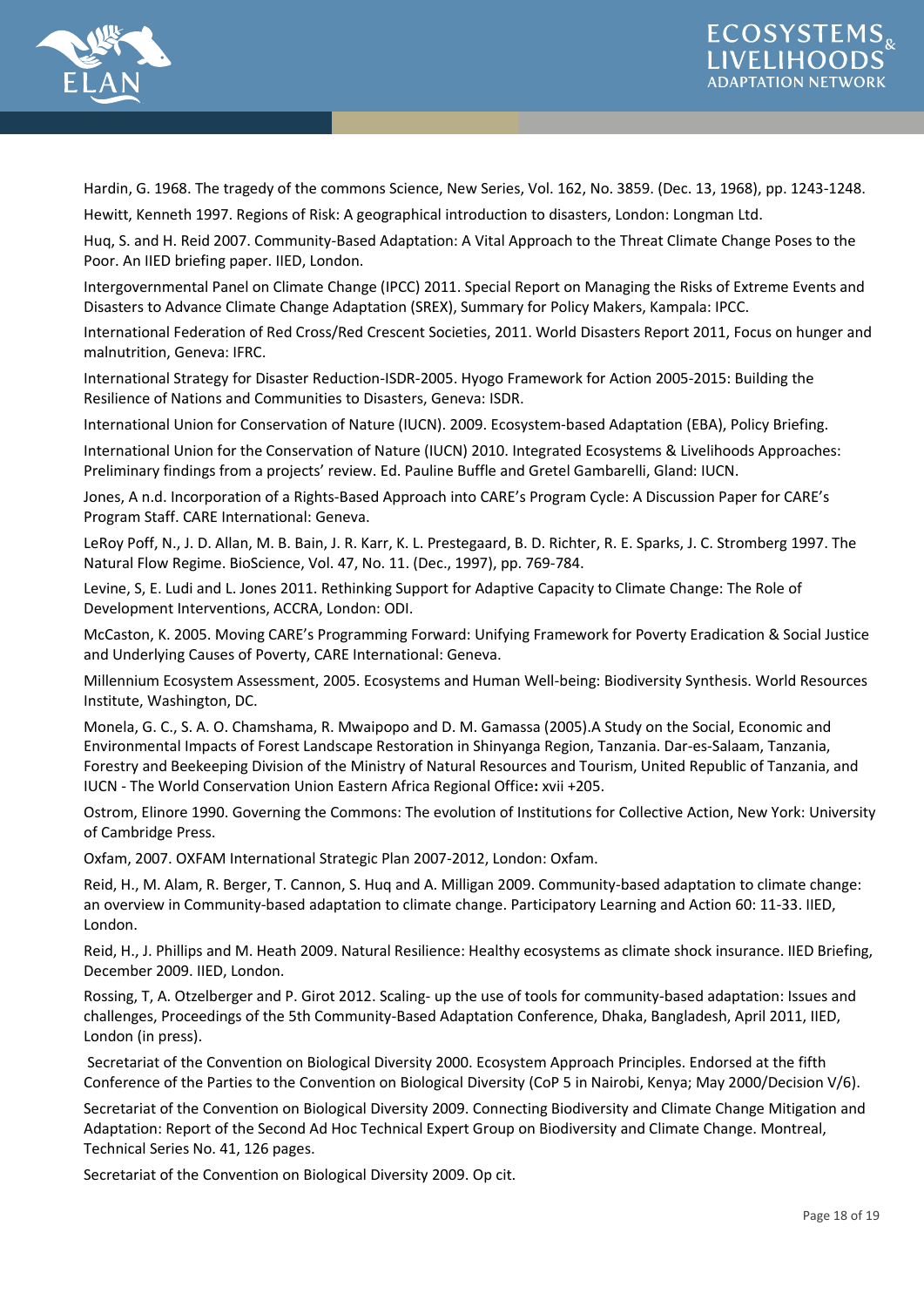Hardin, G. 1968. The tragedy of the commons Science, New Series, Vol. 162, No. 3859. (Dec. 13, 1968), pp. 1243-1248.

Hewitt, Kenneth 1997. Regions of Risk: A geographical introduction to disasters, London: Longman Ltd.

Huq, S. and H. Reid 2007. Community-Based Adaptation: A Vital Approach to the Threat Climate Change Poses to the Poor. An IIED briefing paper. IIED, London.

Intergovernmental Panel on Climate Change (IPCC) 2011. Special Report on Managing the Risks of Extreme Events and Disasters to Advance Climate Change Adaptation (SREX), Summary for Policy Makers, Kampala: IPCC.

International Federation of Red Cross/Red Crescent Societies, 2011. World Disasters Report 2011, Focus on hunger and malnutrition, Geneva: IFRC.

International Strategy for Disaster Reduction-ISDR-2005. Hyogo Framework for Action 2005-2015: Building the Resilience of Nations and Communities to Disasters, Geneva: ISDR.

International Union for Conservation of Nature (IUCN). 2009. Ecosystem-based Adaptation (EBA), Policy Briefing.

International Union for the Conservation of Nature (IUCN) 2010. Integrated Ecosystems & Livelihoods Approaches: Preliminary findings from a projects' review. Ed. Pauline Buffle and Gretel Gambarelli, Gland: IUCN.

Jones, A n.d. Incorporation of a Rights-Based Approach into CARE's Program Cycle: A Discussion Paper for CARE's Program Staff. CARE International: Geneva.

LeRoy Poff, N., J. D. Allan, M. B. Bain, J. R. Karr, K. L. Prestegaard, B. D. Richter, R. E. Sparks, J. C. Stromberg 1997. The Natural Flow Regime. BioScience, Vol. 47, No. 11. (Dec., 1997), pp. 769-784.

Levine, S, E. Ludi and L. Jones 2011. Rethinking Support for Adaptive Capacity to Climate Change: The Role of Development Interventions, ACCRA, London: ODI.

McCaston, K. 2005. Moving CARE's Programming Forward: Unifying Framework for Poverty Eradication & Social Justice and Underlying Causes of Poverty, CARE International: Geneva.

Millennium Ecosystem Assessment, 2005. Ecosystems and Human Well-being: Biodiversity Synthesis. World Resources Institute, Washington, DC.

Monela, G. C., S. A. O. Chamshama, R. Mwaipopo and D. M. Gamassa (2005).A Study on the Social, Economic and Environmental Impacts of Forest Landscape Restoration in Shinyanga Region, Tanzania. Dar-es-Salaam, Tanzania, Forestry and Beekeeping Division of the Ministry of Natural Resources and Tourism, United Republic of Tanzania, and IUCN - The World Conservation Union Eastern Africa Regional Office**:** xvii +205.

Ostrom, Elinore 1990. Governing the Commons: The evolution of Institutions for Collective Action, New York: University of Cambridge Press.

Oxfam, 2007. OXFAM International Strategic Plan 2007-2012, London: Oxfam.

Reid, H., M. Alam, R. Berger, T. Cannon, S. Huq and A. Milligan 2009. Community-based adaptation to climate change: an overview in Community-based adaptation to climate change. Participatory Learning and Action 60: 11-33. IIED, London.

Reid, H., J. Phillips and M. Heath 2009. Natural Resilience: Healthy ecosystems as climate shock insurance. IIED Briefing, December 2009. IIED, London.

Rossing, T, A. Otzelberger and P. Girot 2012. Scaling- up the use of tools for community-based adaptation: Issues and challenges, Proceedings of the 5th Community-Based Adaptation Conference, Dhaka, Bangladesh, April 2011, IIED, London (in press).

Secretariat of the Convention on Biological Diversity 2000. Ecosystem Approach Principles. Endorsed at the fifth Conference of the Parties to the Convention on Biological Diversity (CoP 5 in Nairobi, Kenya; May 2000/Decision V/6).

Secretariat of the Convention on Biological Diversity 2009. Connecting Biodiversity and Climate Change Mitigation and Adaptation: Report of the Second Ad Hoc Technical Expert Group on Biodiversity and Climate Change. Montreal, Technical Series No. 41, 126 pages.

Secretariat of the Convention on Biological Diversity 2009. Op cit.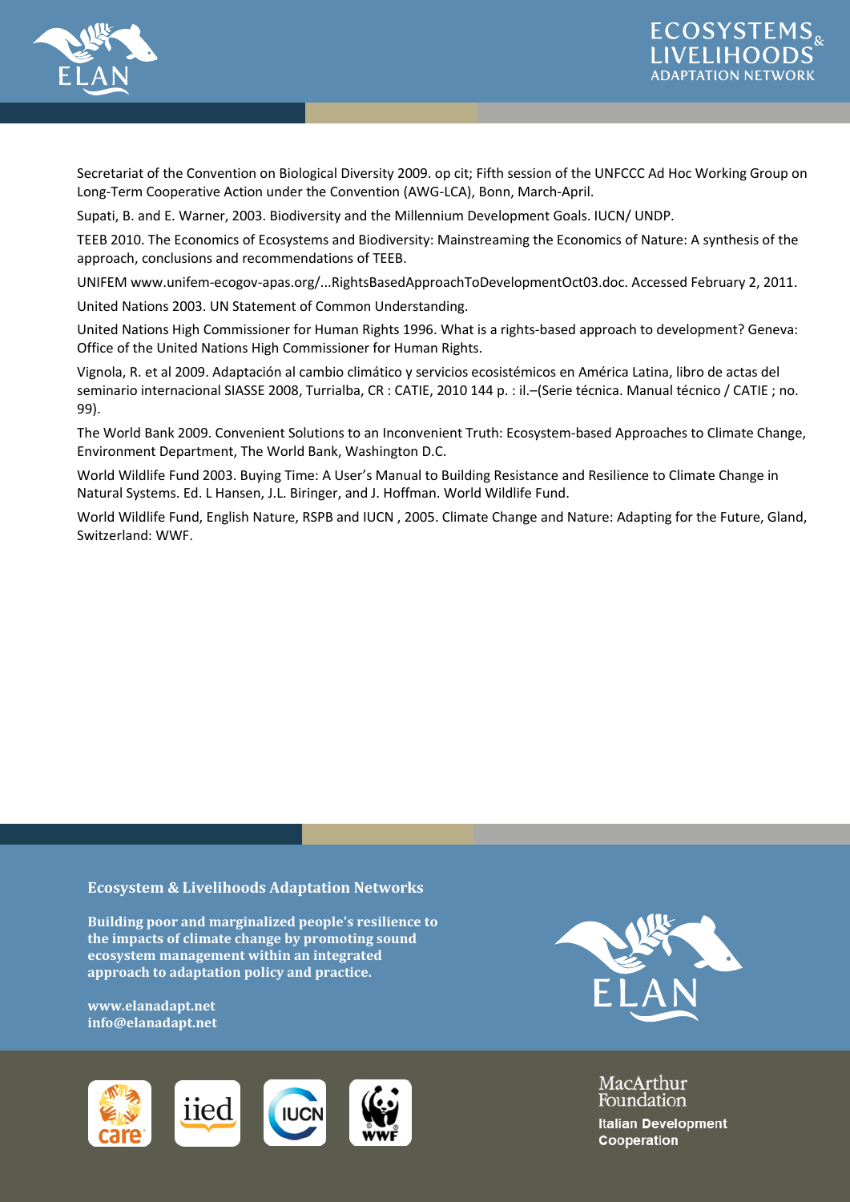Secretariat of the Convention on Biological Diversity 2009. op cit; Fifth session of the UNFCCC Ad Hoc Working Group on Long-Term Cooperative Action under the Convention (AWG-LCA), Bonn, March-April.

Supati, B. and E. Warner, 2003. Biodiversity and the Millennium Development Goals. IUCN/ UNDP.

TEEB 2010. The Economics of Ecosystems and Biodiversity: Mainstreaming the Economics of Nature: A synthesis of the approach, conclusions and recommendations of TEEB.

UNIFEM www.unifem-ecogov-apas.org/...RightsBasedApproachToDevelopmentOct03.doc. Accessed February 2, 2011.

United Nations 2003. UN Statement of Common Understanding.

United Nations High Commissioner for Human Rights 1996. What is a rights-based approach to development? Geneva: Office of the United Nations High Commissioner for Human Rights.

Vignola, R. et al 2009. Adaptación al cambio climático y servicios ecosistémicos en América Latina, libro de actas del seminario internacional SIASSE 2008, Turrialba, CR : CATIE, 2010 144 p. : il.–(Serie técnica. Manual técnico / CATIE ; no. 99).

The World Bank 2009. Convenient Solutions to an Inconvenient Truth: Ecosystem-based Approaches to Climate Change, Environment Department, The World Bank, Washington D.C.

World Wildlife Fund 2003. Buying Time: A User's Manual to Building Resistance and Resilience to Climate Change in Natural Systems. Ed. L Hansen, J.L. Biringer, and J. Hoffman. World Wildlife Fund.

World Wildlife Fund, English Nature, RSPB and IUCN , 2005. Climate Change and Nature: Adapting for the Future, Gland, Switzerland: WWF.

**Ecosystem & Livelihoods Adaptation Networks**

**Building poor and marginalized people's resilience to the impacts of climate change by promoting sound ecosystem management within an integrated approach to adaptation policy and practice.**

**www.elanadapt.net**
**info@elanadapt.net**

MacArthur Foundation

Italian Development Cooperation